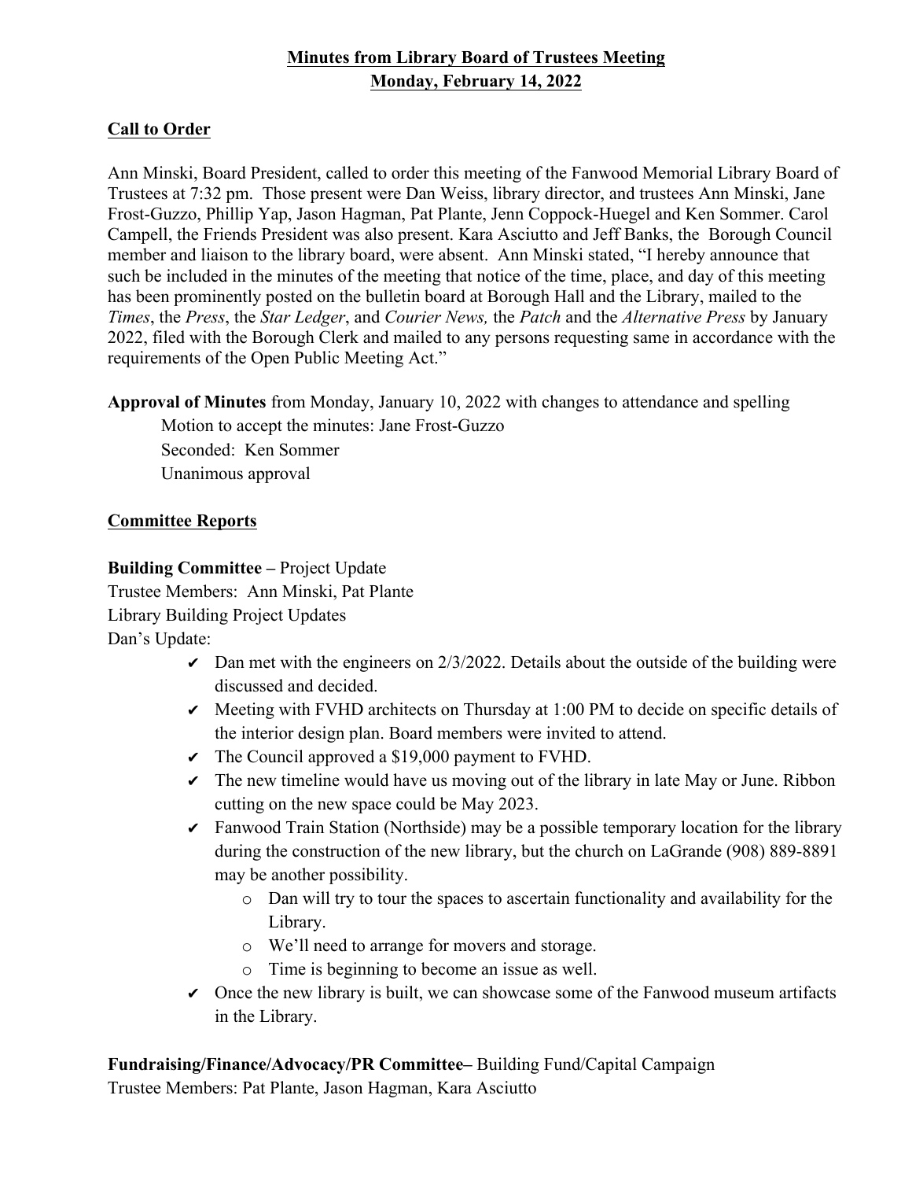# Minutes from Library Board of Trustees Meeting
## Monday, February 14, 2022

**Call to Order**

Ann Minski, Board President, called to order this meeting of the Fanwood Memorial Library Board of Trustees at 7:32 pm. Those present were Dan Weiss, library director, and trustees Ann Minski, Jane Frost-Guzzo, Phillip Yap, Jason Hagman, Pat Plante, Jenn Coppock-Huegel and Ken Sommer. Carol Campell, the Friends President was also present. Kara Asciutto and Jeff Banks, the Borough Council member and liaison to the library board, were absent. Ann Minski stated, "I hereby announce that such be included in the minutes of the meeting that notice of the time, place, and day of this meeting has been prominently posted on the bulletin board at Borough Hall and the Library, mailed to the *Times*, the *Press*, the *Star Ledger*, and *Courier News,* the *Patch* and the *Alternative Press* by January 2022, filed with the Borough Clerk and mailed to any persons requesting same in accordance with the requirements of the Open Public Meeting Act."

**Approval of Minutes** from Monday, January 10, 2022 with changes to attendance and spelling

Motion to accept the minutes: Jane Frost-Guzzo
Seconded: Ken Sommer
Unanimous approval

**Committee Reports**

**Building Committee –** Project Update
Trustee Members: Ann Minski, Pat Plante
Library Building Project Updates
Dan's Update:

- ✔ Dan met with the engineers on 2/3/2022. Details about the outside of the building were discussed and decided.
- ✔ Meeting with FVHD architects on Thursday at 1:00 PM to decide on specific details of the interior design plan. Board members were invited to attend.
- ✔ The Council approved a $19,000 payment to FVHD.
- ✔ The new timeline would have us moving out of the library in late May or June. Ribbon cutting on the new space could be May 2023.
- ✔ Fanwood Train Station (Northside) may be a possible temporary location for the library during the construction of the new library, but the church on LaGrande (908) 889-8891 may be another possibility.
  - o Dan will try to tour the spaces to ascertain functionality and availability for the Library.
  - o We'll need to arrange for movers and storage.
  - o Time is beginning to become an issue as well.
- ✔ Once the new library is built, we can showcase some of the Fanwood museum artifacts in the Library.

**Fundraising/Finance/Advocacy/PR Committee–** Building Fund/Capital Campaign
Trustee Members: Pat Plante, Jason Hagman, Kara Asciutto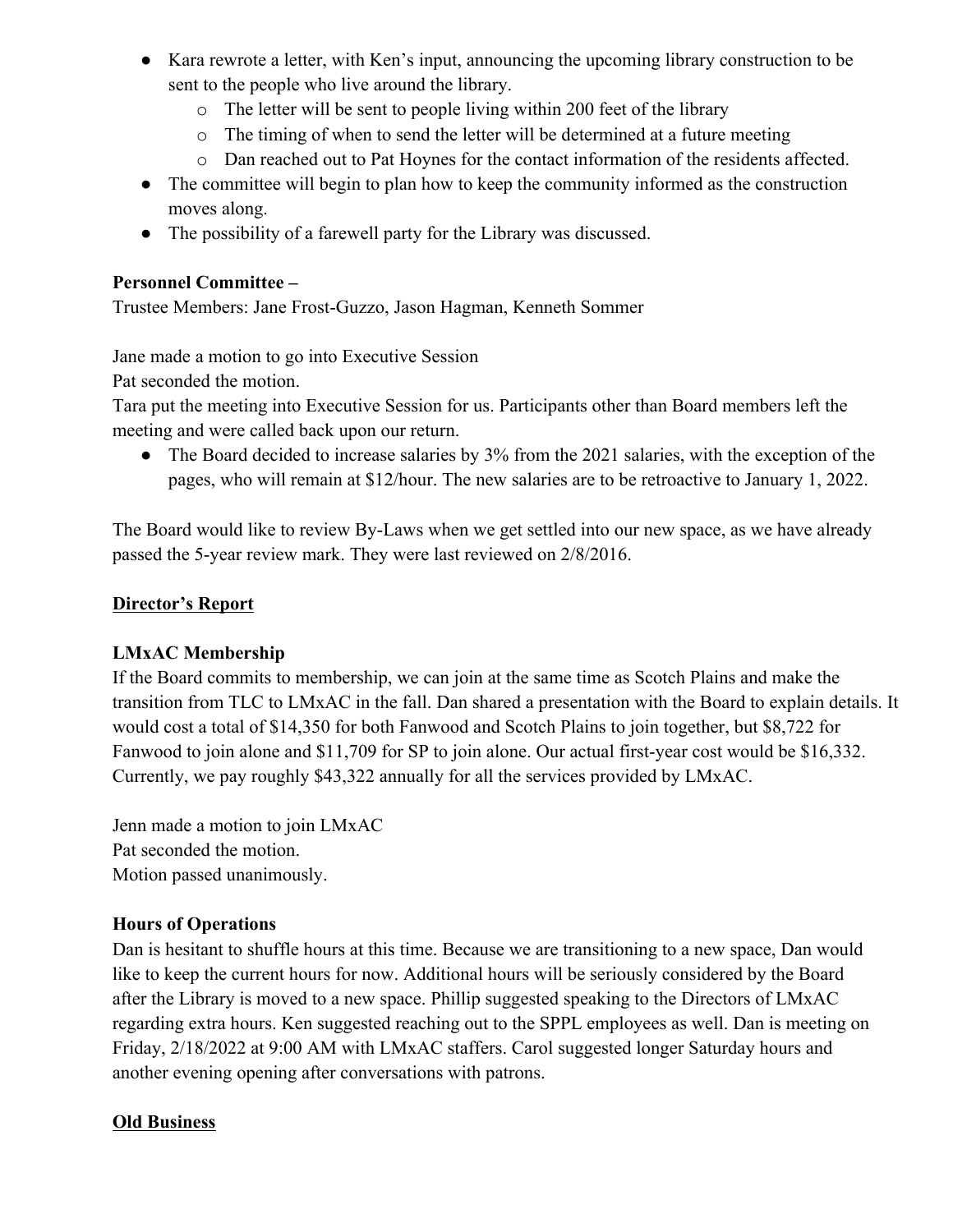- Kara rewrote a letter, with Ken's input, announcing the upcoming library construction to be sent to the people who live around the library.
  - The letter will be sent to people living within 200 feet of the library
  - The timing of when to send the letter will be determined at a future meeting
  - Dan reached out to Pat Hoynes for the contact information of the residents affected.
- The committee will begin to plan how to keep the community informed as the construction moves along.
- The possibility of a farewell party for the Library was discussed.

**Personnel Committee –**

Trustee Members: Jane Frost-Guzzo, Jason Hagman, Kenneth Sommer

Jane made a motion to go into Executive Session
Pat seconded the motion.
Tara put the meeting into Executive Session for us. Participants other than Board members left the meeting and were called back upon our return.

- The Board decided to increase salaries by 3% from the 2021 salaries, with the exception of the pages, who will remain at $12/hour. The new salaries are to be retroactive to January 1, 2022.

The Board would like to review By-Laws when we get settled into our new space, as we have already passed the 5-year review mark. They were last reviewed on 2/8/2016.

## Director's Report

### LMxAC Membership

If the Board commits to membership, we can join at the same time as Scotch Plains and make the transition from TLC to LMxAC in the fall. Dan shared a presentation with the Board to explain details. It would cost a total of $14,350 for both Fanwood and Scotch Plains to join together, but $8,722 for Fanwood to join alone and $11,709 for SP to join alone. Our actual first-year cost would be $16,332. Currently, we pay roughly $43,322 annually for all the services provided by LMxAC.

Jenn made a motion to join LMxAC
Pat seconded the motion.
Motion passed unanimously.

### Hours of Operations

Dan is hesitant to shuffle hours at this time. Because we are transitioning to a new space, Dan would like to keep the current hours for now. Additional hours will be seriously considered by the Board after the Library is moved to a new space. Phillip suggested speaking to the Directors of LMxAC regarding extra hours. Ken suggested reaching out to the SPPL employees as well. Dan is meeting on Friday, 2/18/2022 at 9:00 AM with LMxAC staffers. Carol suggested longer Saturday hours and another evening opening after conversations with patrons.

## Old Business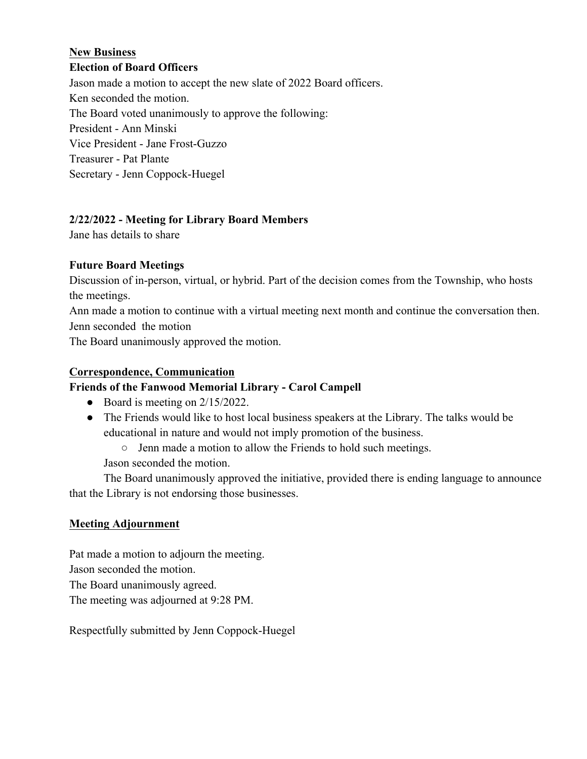**<u>New Business</u>**

**Election of Board Officers**

Jason made a motion to accept the new slate of 2022 Board officers.
Ken seconded the motion.
The Board voted unanimously to approve the following:
President - Ann Minski
Vice President - Jane Frost-Guzzo
Treasurer - Pat Plante
Secretary - Jenn Coppock-Huegel

**2/22/2022 - Meeting for Library Board Members**

Jane has details to share

**Future Board Meetings**

Discussion of in-person, virtual, or hybrid. Part of the decision comes from the Township, who hosts the meetings.
Ann made a motion to continue with a virtual meeting next month and continue the conversation then.
Jenn seconded the motion
The Board unanimously approved the motion.

**<u>Correspondence, Communication</u>**

**Friends of the Fanwood Memorial Library - Carol Campell**

- Board is meeting on 2/15/2022.
- The Friends would like to host local business speakers at the Library. The talks would be educational in nature and would not imply promotion of the business.
    - Jenn made a motion to allow the Friends to hold such meetings.

  Jason seconded the motion.

  The Board unanimously approved the initiative, provided there is ending language to announce that the Library is not endorsing those businesses.

**<u>Meeting Adjournment</u>**

Pat made a motion to adjourn the meeting.
Jason seconded the motion.
The Board unanimously agreed.
The meeting was adjourned at 9:28 PM.

Respectfully submitted by Jenn Coppock-Huegel